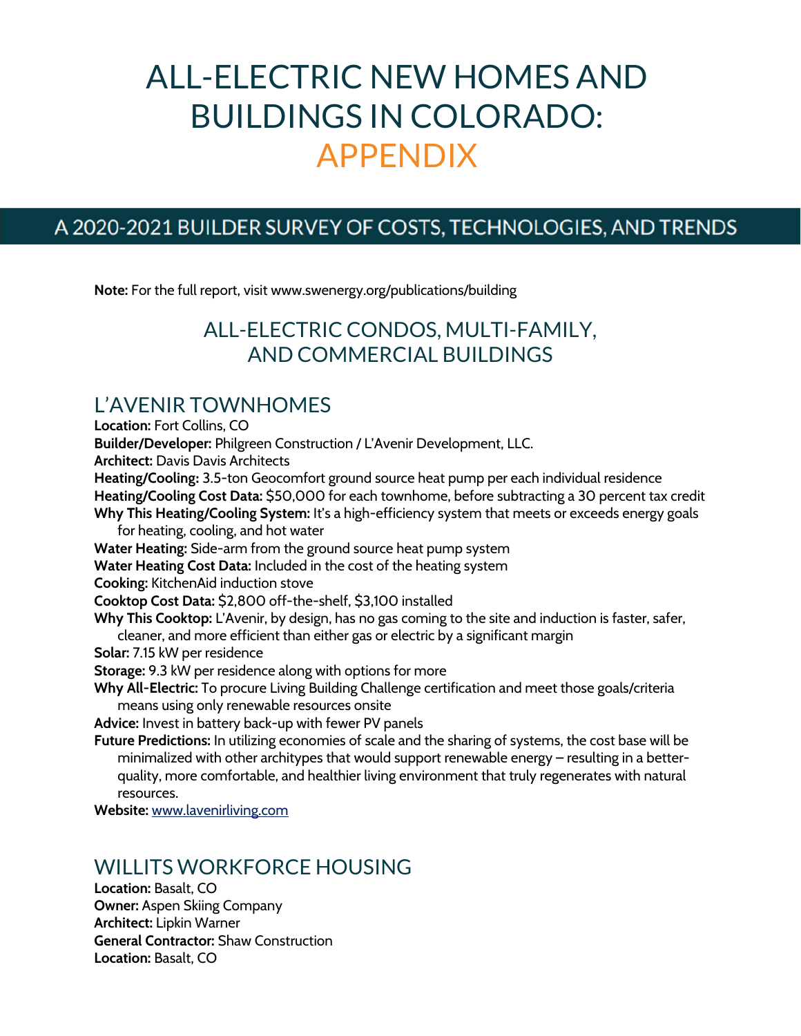# ALL-ELECTRIC NEW HOMES AND BUILDINGS IN COLORADO: APPENDIX

## A 2020-2021 BUILDER SURVEY OF COSTS, TECHNOLOGIES, AND TRENDS

**Note:** For the full report, visit www.swenergy.org/publications/building

## ALL-ELECTRIC CONDOS, MULTI-FAMILY, AND COMMERCIAL BUILDINGS

### L'AVENIR TOWNHOMES

**Location:** Fort Collins, CO
**Builder/Developer:** Philgreen Construction / L'Avenir Development, LLC.
**Architect:** Davis Davis Architects
**Heating/Cooling:** 3.5-ton Geocomfort ground source heat pump per each individual residence
**Heating/Cooling Cost Data:** $50,000 for each townhome, before subtracting a 30 percent tax credit
**Why This Heating/Cooling System:** It's a high-efficiency system that meets or exceeds energy goals for heating, cooling, and hot water
**Water Heating:** Side-arm from the ground source heat pump system
**Water Heating Cost Data:** Included in the cost of the heating system
**Cooking:** KitchenAid induction stove
**Cooktop Cost Data:** $2,800 off-the-shelf, $3,100 installed
**Why This Cooktop:** L'Avenir, by design, has no gas coming to the site and induction is faster, safer, cleaner, and more efficient than either gas or electric by a significant margin
**Solar:** 7.15 kW per residence
**Storage:** 9.3 kW per residence along with options for more
**Why All-Electric:** To procure Living Building Challenge certification and meet those goals/criteria means using only renewable resources onsite
**Advice:** Invest in battery back-up with fewer PV panels
**Future Predictions:** In utilizing economies of scale and the sharing of systems, the cost base will be minimalized with other architypes that would support renewable energy – resulting in a better-quality, more comfortable, and healthier living environment that truly regenerates with natural resources.
**Website:** [www.lavenirliving.com](http://www.lavenirliving.com)

### WILLITS WORKFORCE HOUSING

**Location:** Basalt, CO
**Owner:** Aspen Skiing Company
**Architect:** Lipkin Warner
**General Contractor:** Shaw Construction
**Location:** Basalt, CO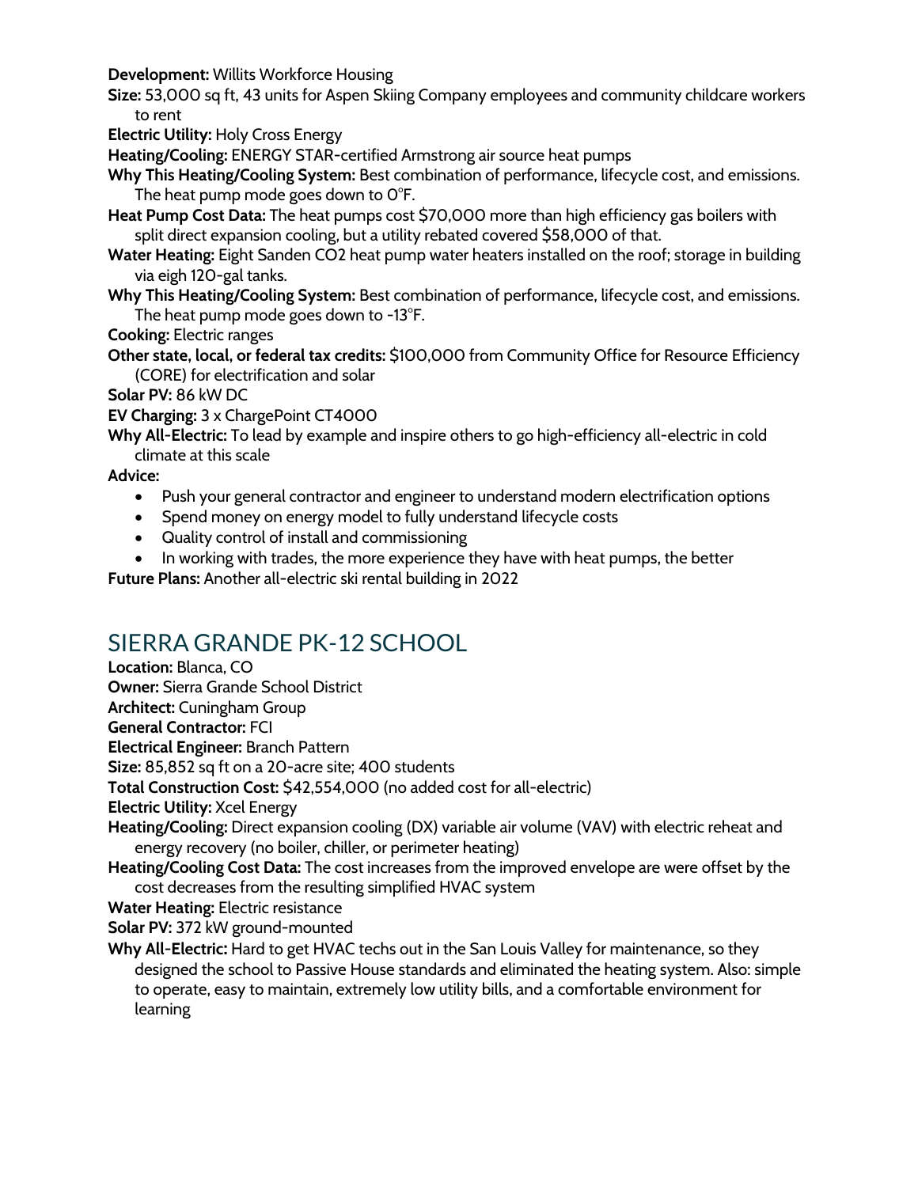**Development:** Willits Workforce Housing

**Size:** 53,000 sq ft, 43 units for Aspen Skiing Company employees and community childcare workers to rent

**Electric Utility:** Holy Cross Energy

**Heating/Cooling:** ENERGY STAR-certified Armstrong air source heat pumps

**Why This Heating/Cooling System:** Best combination of performance, lifecycle cost, and emissions. The heat pump mode goes down to 0°F.

**Heat Pump Cost Data:** The heat pumps cost $70,000 more than high efficiency gas boilers with split direct expansion cooling, but a utility rebated covered $58,000 of that.

**Water Heating:** Eight Sanden CO2 heat pump water heaters installed on the roof; storage in building via eigh 120-gal tanks.

**Why This Heating/Cooling System:** Best combination of performance, lifecycle cost, and emissions. The heat pump mode goes down to -13°F.

**Cooking:** Electric ranges

**Other state, local, or federal tax credits:** $100,000 from Community Office for Resource Efficiency (CORE) for electrification and solar

**Solar PV:** 86 kW DC

**EV Charging:** 3 x ChargePoint CT4000

**Why All-Electric:** To lead by example and inspire others to go high-efficiency all-electric in cold climate at this scale

**Advice:**

- Push your general contractor and engineer to understand modern electrification options
- Spend money on energy model to fully understand lifecycle costs
- Quality control of install and commissioning
- In working with trades, the more experience they have with heat pumps, the better

**Future Plans:** Another all-electric ski rental building in 2022

## SIERRA GRANDE PK-12 SCHOOL

**Location:** Blanca, CO

**Owner:** Sierra Grande School District

**Architect:** Cuningham Group

**General Contractor:** FCI

**Electrical Engineer:** Branch Pattern

**Size:** 85,852 sq ft on a 20-acre site; 400 students

**Total Construction Cost:** $42,554,000 (no added cost for all-electric)

**Electric Utility:** Xcel Energy

**Heating/Cooling:** Direct expansion cooling (DX) variable air volume (VAV) with electric reheat and energy recovery (no boiler, chiller, or perimeter heating)

**Heating/Cooling Cost Data:** The cost increases from the improved envelope are were offset by the cost decreases from the resulting simplified HVAC system

**Water Heating:** Electric resistance

**Solar PV:** 372 kW ground-mounted

**Why All-Electric:** Hard to get HVAC techs out in the San Louis Valley for maintenance, so they designed the school to Passive House standards and eliminated the heating system. Also: simple to operate, easy to maintain, extremely low utility bills, and a comfortable environment for learning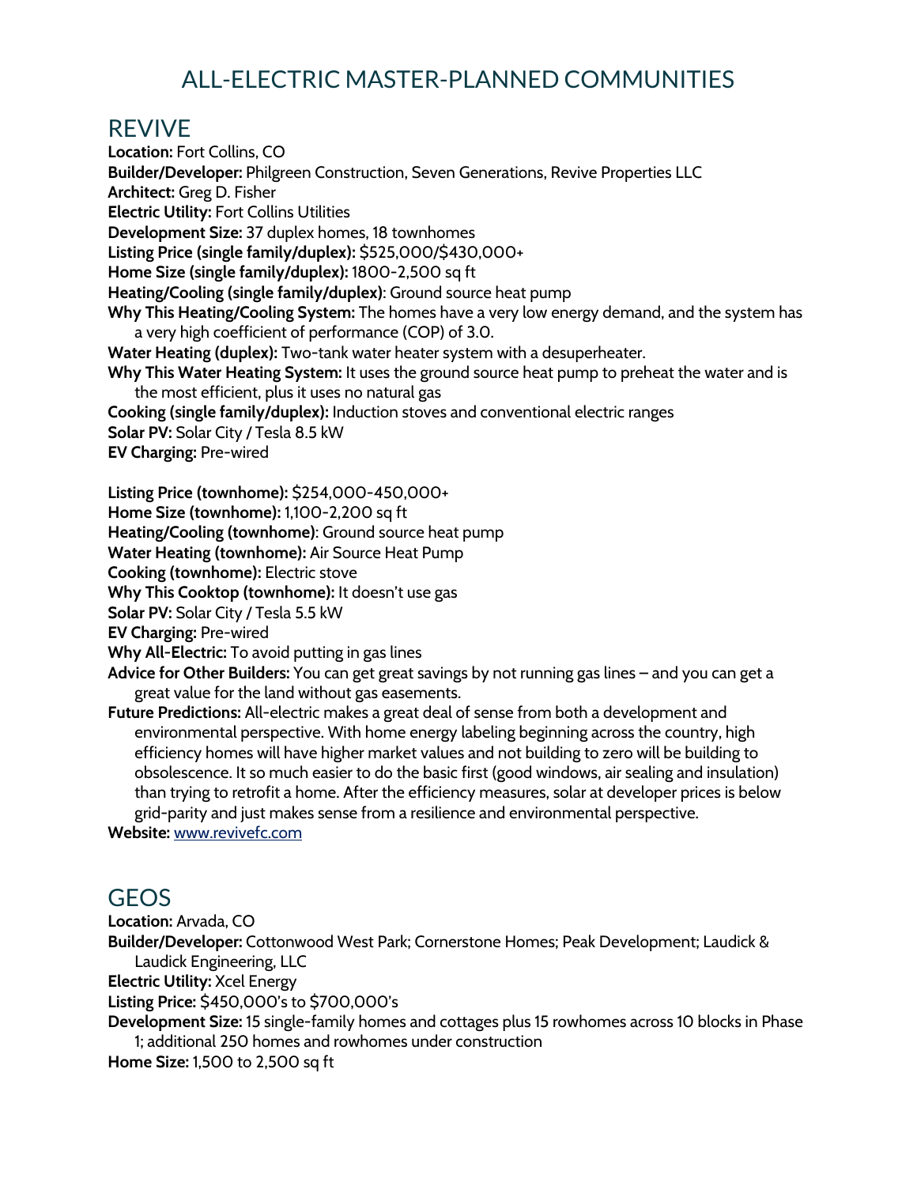# ALL-ELECTRIC MASTER-PLANNED COMMUNITIES

## REVIVE

**Location:** Fort Collins, CO
**Builder/Developer:** Philgreen Construction, Seven Generations, Revive Properties LLC
**Architect:** Greg D. Fisher
**Electric Utility:** Fort Collins Utilities
**Development Size:** 37 duplex homes, 18 townhomes
**Listing Price (single family/duplex):** $525,000/$430,000+
**Home Size (single family/duplex):** 1800-2,500 sq ft
**Heating/Cooling (single family/duplex)**: Ground source heat pump
**Why This Heating/Cooling System:** The homes have a very low energy demand, and the system has a very high coefficient of performance (COP) of 3.0.
**Water Heating (duplex):** Two-tank water heater system with a desuperheater.
**Why This Water Heating System:** It uses the ground source heat pump to preheat the water and is the most efficient, plus it uses no natural gas
**Cooking (single family/duplex):** Induction stoves and conventional electric ranges
**Solar PV:** Solar City / Tesla 8.5 kW
**EV Charging:** Pre-wired

**Listing Price (townhome):** $254,000-450,000+
**Home Size (townhome):** 1,100-2,200 sq ft
**Heating/Cooling (townhome)**: Ground source heat pump
**Water Heating (townhome):** Air Source Heat Pump
**Cooking (townhome):** Electric stove
**Why This Cooktop (townhome):** It doesn't use gas
**Solar PV:** Solar City / Tesla 5.5 kW
**EV Charging:** Pre-wired
**Why All-Electric:** To avoid putting in gas lines
**Advice for Other Builders:** You can get great savings by not running gas lines – and you can get a great value for the land without gas easements.
**Future Predictions:** All-electric makes a great deal of sense from both a development and environmental perspective. With home energy labeling beginning across the country, high efficiency homes will have higher market values and not building to zero will be building to obsolescence. It so much easier to do the basic first (good windows, air sealing and insulation) than trying to retrofit a home. After the efficiency measures, solar at developer prices is below grid-parity and just makes sense from a resilience and environmental perspective.
**Website:** [www.revivefc.com](http://www.revivefc.com)

## GEOS

**Location:** Arvada, CO
**Builder/Developer:** Cottonwood West Park; Cornerstone Homes; Peak Development; Laudick & Laudick Engineering, LLC
**Electric Utility:** Xcel Energy
**Listing Price:** $450,000's to $700,000's
**Development Size:** 15 single-family homes and cottages plus 15 rowhomes across 10 blocks in Phase 1; additional 250 homes and rowhomes under construction
**Home Size:** 1,500 to 2,500 sq ft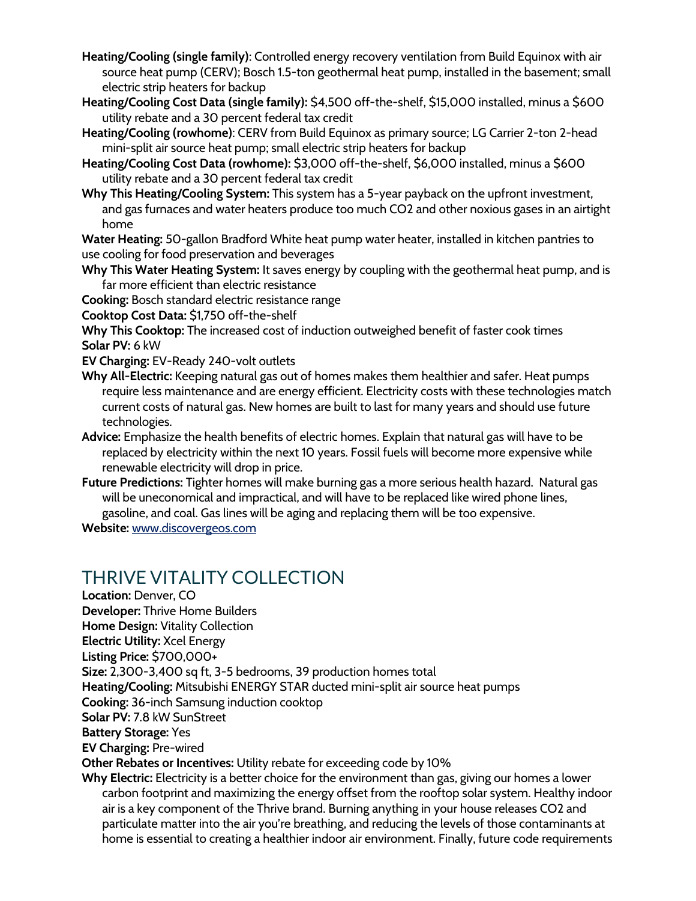**Heating/Cooling (single family)**: Controlled energy recovery ventilation from Build Equinox with air source heat pump (CERV); Bosch 1.5-ton geothermal heat pump, installed in the basement; small electric strip heaters for backup

**Heating/Cooling Cost Data (single family):** $4,500 off-the-shelf, $15,000 installed, minus a $600 utility rebate and a 30 percent federal tax credit

**Heating/Cooling (rowhome)**: CERV from Build Equinox as primary source; LG Carrier 2-ton 2-head mini-split air source heat pump; small electric strip heaters for backup

**Heating/Cooling Cost Data (rowhome):** $3,000 off-the-shelf, $6,000 installed, minus a $600 utility rebate and a 30 percent federal tax credit

**Why This Heating/Cooling System:** This system has a 5-year payback on the upfront investment, and gas furnaces and water heaters produce too much $CO_2$ and other noxious gases in an airtight home

**Water Heating:** 50-gallon Bradford White heat pump water heater, installed in kitchen pantries to use cooling for food preservation and beverages

**Why This Water Heating System:** It saves energy by coupling with the geothermal heat pump, and is far more efficient than electric resistance

**Cooking:** Bosch standard electric resistance range

**Cooktop Cost Data:** $1,750 off-the-shelf

**Why This Cooktop:** The increased cost of induction outweighed benefit of faster cook times

**Solar PV:** 6 kW

**EV Charging:** EV-Ready 240-volt outlets

**Why All-Electric:** Keeping natural gas out of homes makes them healthier and safer. Heat pumps require less maintenance and are energy efficient. Electricity costs with these technologies match current costs of natural gas. New homes are built to last for many years and should use future technologies.

**Advice:** Emphasize the health benefits of electric homes. Explain that natural gas will have to be replaced by electricity within the next 10 years. Fossil fuels will become more expensive while renewable electricity will drop in price.

**Future Predictions:** Tighter homes will make burning gas a more serious health hazard. Natural gas will be uneconomical and impractical, and will have to be replaced like wired phone lines, gasoline, and coal. Gas lines will be aging and replacing them will be too expensive.

**Website:** [www.discovergeos.com](www.discovergeos.com)

## THRIVE VITALITY COLLECTION

**Location:** Denver, CO

**Developer:** Thrive Home Builders

**Home Design:** Vitality Collection

**Electric Utility:** Xcel Energy

**Listing Price:** $700,000+

**Size:** 2,300-3,400 sq ft, 3-5 bedrooms, 39 production homes total

**Heating/Cooling:** Mitsubishi ENERGY STAR ducted mini-split air source heat pumps

**Cooking:** 36-inch Samsung induction cooktop

**Solar PV:** 7.8 kW SunStreet

**Battery Storage:** Yes

**EV Charging:** Pre-wired

**Other Rebates or Incentives:** Utility rebate for exceeding code by 10%

**Why Electric:** Electricity is a better choice for the environment than gas, giving our homes a lower carbon footprint and maximizing the energy offset from the rooftop solar system. Healthy indoor air is a key component of the Thrive brand. Burning anything in your house releases $CO_2$ and particulate matter into the air you're breathing, and reducing the levels of those contaminants at home is essential to creating a healthier indoor air environment. Finally, future code requirements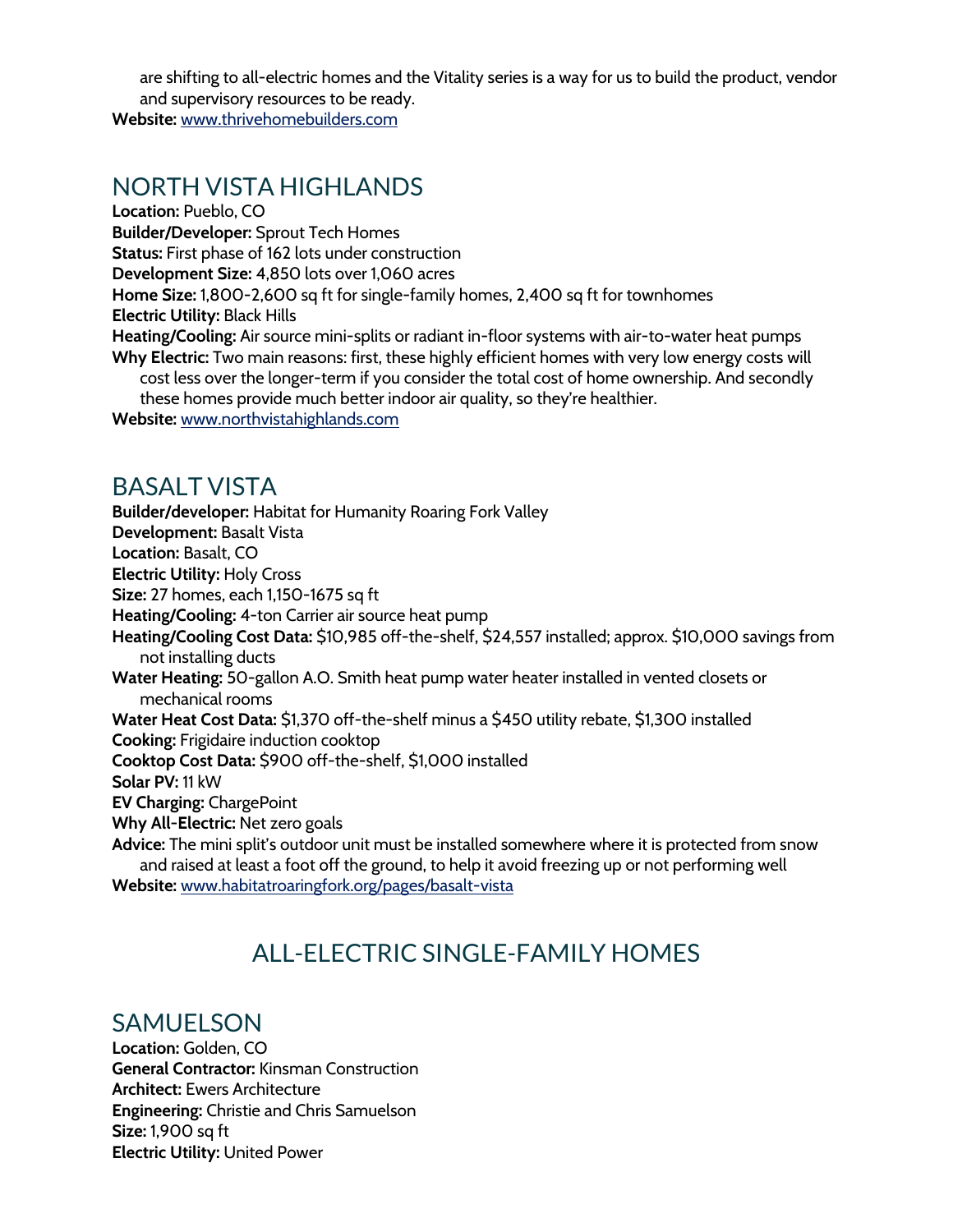are shifting to all-electric homes and the Vitality series is a way for us to build the product, vendor and supervisory resources to be ready.

**Website:** www.thrivehomebuilders.com

## NORTH VISTA HIGHLANDS

**Location:** Pueblo, CO
**Builder/Developer:** Sprout Tech Homes
**Status:** First phase of 162 lots under construction
**Development Size:** 4,850 lots over 1,060 acres
**Home Size:** 1,800-2,600 sq ft for single-family homes, 2,400 sq ft for townhomes
**Electric Utility:** Black Hills
**Heating/Cooling:** Air source mini-splits or radiant in-floor systems with air-to-water heat pumps
**Why Electric:** Two main reasons: first, these highly efficient homes with very low energy costs will cost less over the longer-term if you consider the total cost of home ownership. And secondly these homes provide much better indoor air quality, so they're healthier.
**Website:** www.northvistahighlands.com

## BASALT VISTA

**Builder/developer:** Habitat for Humanity Roaring Fork Valley
**Development:** Basalt Vista
**Location:** Basalt, CO
**Electric Utility:** Holy Cross
**Size:** 27 homes, each 1,150-1675 sq ft
**Heating/Cooling:** 4-ton Carrier air source heat pump
**Heating/Cooling Cost Data:** $10,985 off-the-shelf, $24,557 installed; approx. $10,000 savings from not installing ducts
**Water Heating:** 50-gallon A.O. Smith heat pump water heater installed in vented closets or mechanical rooms
**Water Heat Cost Data:** $1,370 off-the-shelf minus a $450 utility rebate, $1,300 installed
**Cooking:** Frigidaire induction cooktop
**Cooktop Cost Data:** $900 off-the-shelf, $1,000 installed
**Solar PV:** 11 kW
**EV Charging:** ChargePoint
**Why All-Electric:** Net zero goals
**Advice:** The mini split's outdoor unit must be installed somewhere where it is protected from snow and raised at least a foot off the ground, to help it avoid freezing up or not performing well
**Website:** www.habitatroaringfork.org/pages/basalt-vista

# ALL-ELECTRIC SINGLE-FAMILY HOMES

## SAMUELSON

**Location:** Golden, CO
**General Contractor:** Kinsman Construction
**Architect:** Ewers Architecture
**Engineering:** Christie and Chris Samuelson
**Size:** 1,900 sq ft
**Electric Utility:** United Power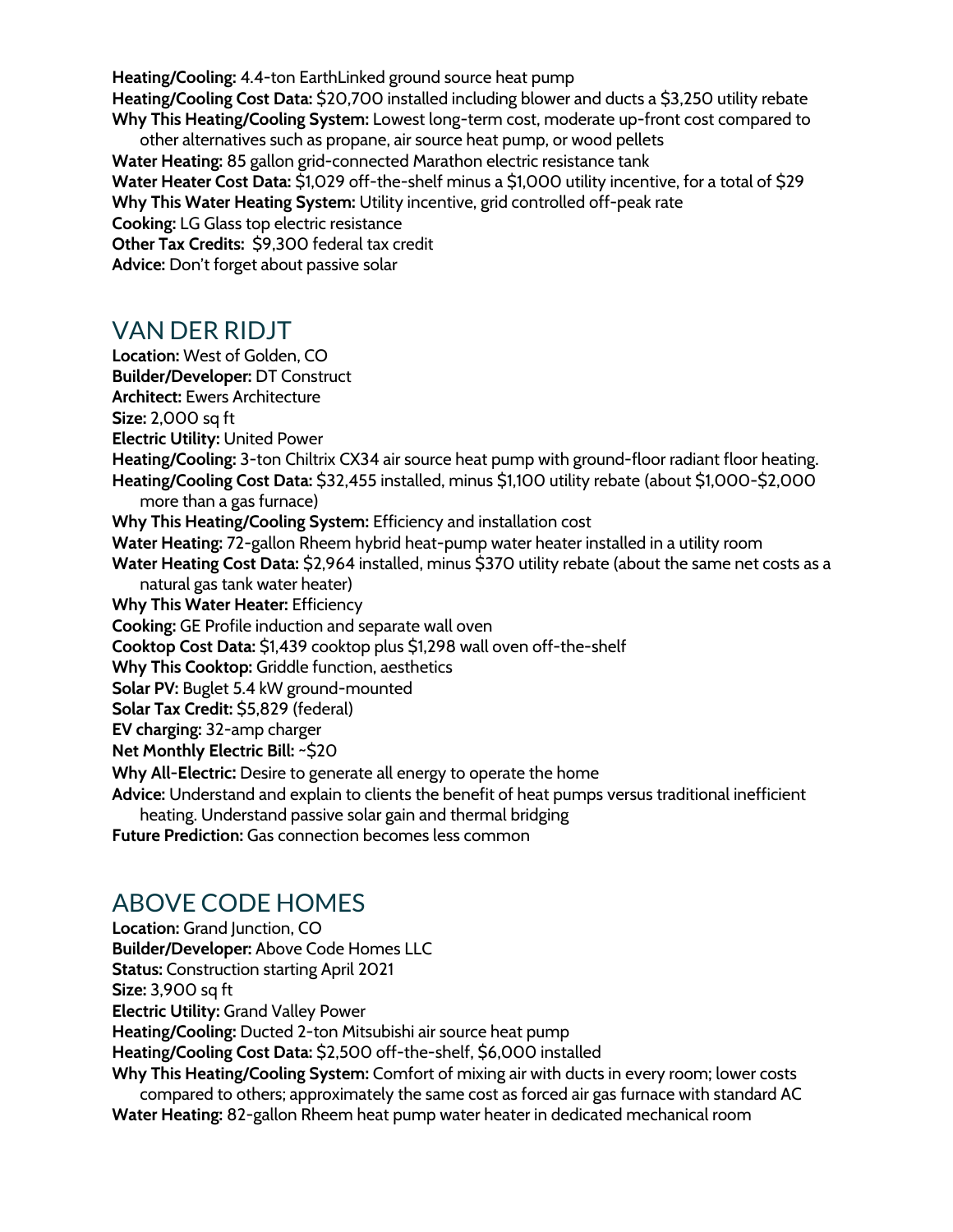**Heating/Cooling:** 4.4-ton EarthLinked ground source heat pump
**Heating/Cooling Cost Data:** $20,700 installed including blower and ducts a $3,250 utility rebate
**Why This Heating/Cooling System:** Lowest long-term cost, moderate up-front cost compared to other alternatives such as propane, air source heat pump, or wood pellets
**Water Heating:** 85 gallon grid-connected Marathon electric resistance tank
**Water Heater Cost Data:** $1,029 off-the-shelf minus a $1,000 utility incentive, for a total of $29
**Why This Water Heating System:** Utility incentive, grid controlled off-peak rate
**Cooking:** LG Glass top electric resistance
**Other Tax Credits:** $9,300 federal tax credit
**Advice:** Don't forget about passive solar

## VAN DER RIDJT

**Location:** West of Golden, CO
**Builder/Developer:** DT Construct
**Architect:** Ewers Architecture
**Size:** 2,000 sq ft
**Electric Utility:** United Power
**Heating/Cooling:** 3-ton Chiltrix CX34 air source heat pump with ground-floor radiant floor heating.
**Heating/Cooling Cost Data:** $32,455 installed, minus $1,100 utility rebate (about $1,000-$2,000 more than a gas furnace)
**Why This Heating/Cooling System:** Efficiency and installation cost
**Water Heating:** 72-gallon Rheem hybrid heat-pump water heater installed in a utility room
**Water Heating Cost Data:** $2,964 installed, minus $370 utility rebate (about the same net costs as a natural gas tank water heater)
**Why This Water Heater:** Efficiency
**Cooking:** GE Profile induction and separate wall oven
**Cooktop Cost Data:** $1,439 cooktop plus $1,298 wall oven off-the-shelf
**Why This Cooktop:** Griddle function, aesthetics
**Solar PV:** Buglet 5.4 kW ground-mounted
**Solar Tax Credit:** $5,829 (federal)
**EV charging:** 32-amp charger
**Net Monthly Electric Bill:** ~$20
**Why All-Electric:** Desire to generate all energy to operate the home
**Advice:** Understand and explain to clients the benefit of heat pumps versus traditional inefficient heating. Understand passive solar gain and thermal bridging
**Future Prediction:** Gas connection becomes less common

## ABOVE CODE HOMES

**Location:** Grand Junction, CO
**Builder/Developer:** Above Code Homes LLC
**Status:** Construction starting April 2021
**Size:** 3,900 sq ft
**Electric Utility:** Grand Valley Power
**Heating/Cooling:** Ducted 2-ton Mitsubishi air source heat pump
**Heating/Cooling Cost Data:** $2,500 off-the-shelf, $6,000 installed
**Why This Heating/Cooling System:** Comfort of mixing air with ducts in every room; lower costs compared to others; approximately the same cost as forced air gas furnace with standard AC
**Water Heating:** 82-gallon Rheem heat pump water heater in dedicated mechanical room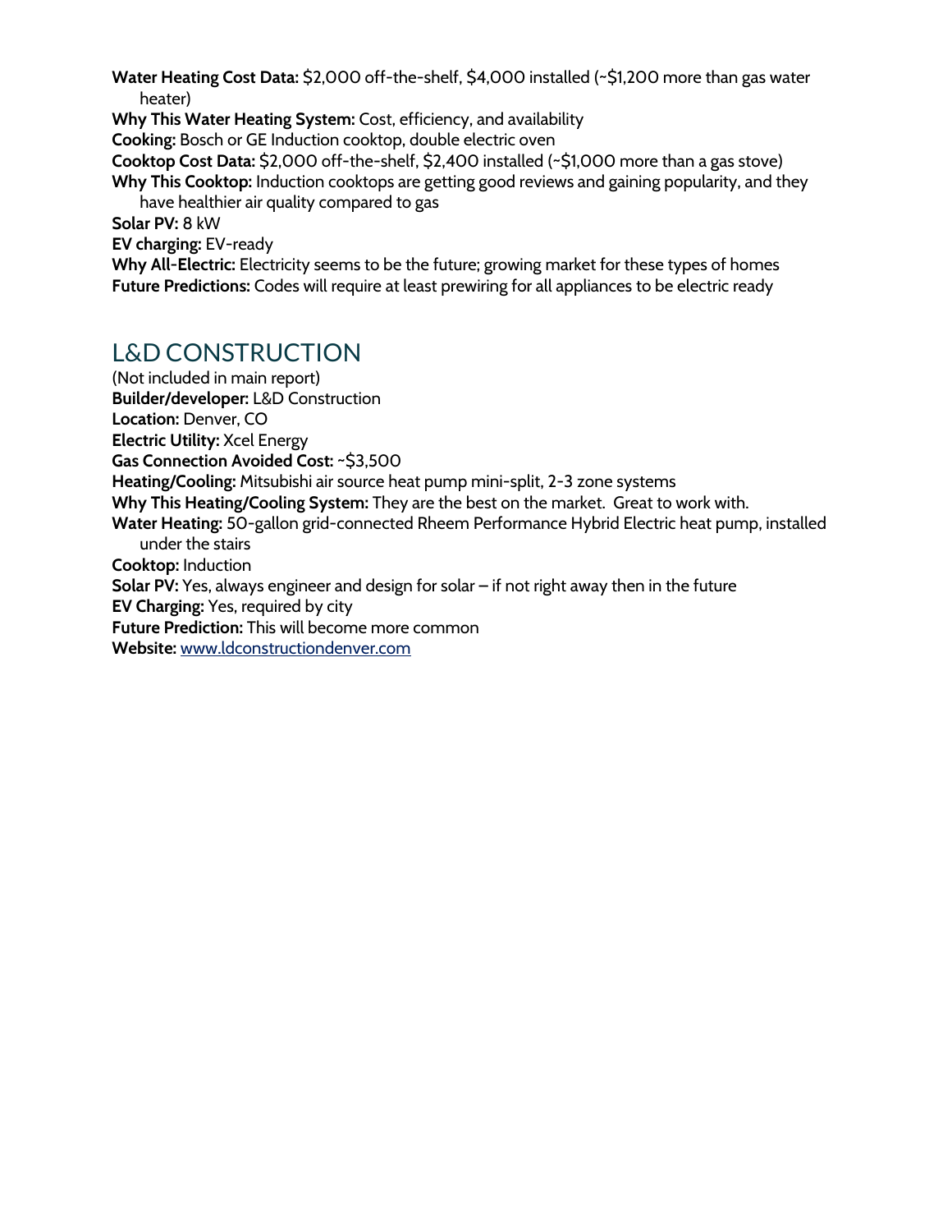**Water Heating Cost Data:** $2,000 off-the-shelf, $4,000 installed (~$1,200 more than gas water heater)

**Why This Water Heating System:** Cost, efficiency, and availability

**Cooking:** Bosch or GE Induction cooktop, double electric oven

**Cooktop Cost Data:** $2,000 off-the-shelf, $2,400 installed (~$1,000 more than a gas stove)

**Why This Cooktop:** Induction cooktops are getting good reviews and gaining popularity, and they have healthier air quality compared to gas

**Solar PV:** 8 kW

**EV charging:** EV-ready

**Why All-Electric:** Electricity seems to be the future; growing market for these types of homes

**Future Predictions:** Codes will require at least prewiring for all appliances to be electric ready

## L&D CONSTRUCTION

(Not included in main report)

**Builder/developer:** L&D Construction

**Location:** Denver, CO

**Electric Utility:** Xcel Energy

**Gas Connection Avoided Cost:** ~$3,500

**Heating/Cooling:** Mitsubishi air source heat pump mini-split, 2-3 zone systems

**Why This Heating/Cooling System:** They are the best on the market. Great to work with.

**Water Heating:** 50-gallon grid-connected Rheem Performance Hybrid Electric heat pump, installed under the stairs

**Cooktop:** Induction

**Solar PV:** Yes, always engineer and design for solar – if not right away then in the future

**EV Charging:** Yes, required by city

**Future Prediction:** This will become more common

**Website:** [www.ldconstructiondenver.com](http://www.ldconstructiondenver.com)